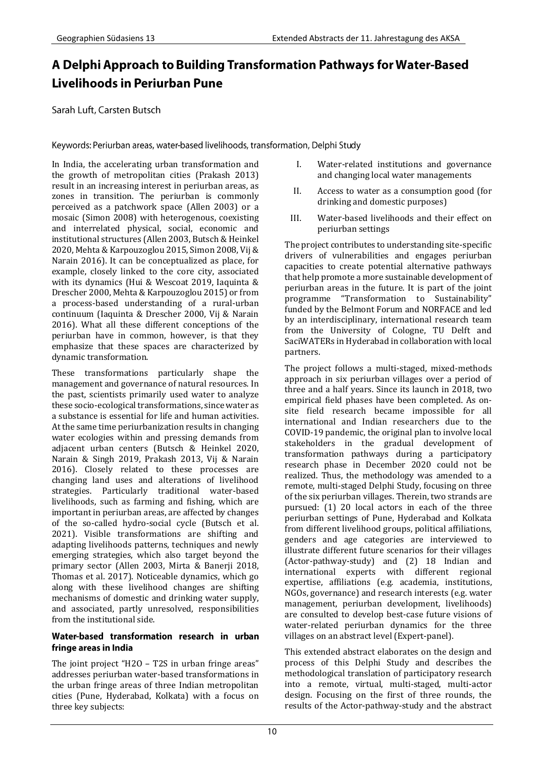# A Delphi Approach to Building Transformation Pathways for Water-Based Livelihoods in Periurban Pune

Sarah Luft, Carsten Butsch

Keywords: Periurban areas, water-based livelihoods, transformation, Delphi Study

In India, the accelerating urban transformation and the growth of metropolitan cities (Prakash 2013) result in an increasing interest in periurban areas, as zones in transition. The periurban is commonly perceived as a patchwork space (Allen 2003) or a mosaic (Simon 2008) with heterogenous, coexisting and interrelated physical, social, economic and institutional structures (Allen 2003, Butsch & Heinkel 2020, Mehta & Karpouzoglou 2015, Simon 2008, Vij & Narain 2016). It can be conceptualized as place, for example, closely linked to the core city, associated with its dynamics (Hui & Wescoat 2019, Iaquinta & Drescher 2000, Mehta & Karpouzoglou 2015) or from a process-based understanding of a rural-urban continuum (Iaquinta & Drescher 2000, Vij & Narain 2016). What all these different conceptions of the periurban have in common, however, is that they emphasize that these spaces are characterized by dynamic transformation.

These transformations particularly shape the management and governance of natural resources. In the past, scientists primarily used water to analyze these socio-ecological transformations, since water as a substance is essential for life and human activities. At the same time periurbanization results in changing water ecologies within and pressing demands from adjacent urban centers (Butsch & Heinkel 2020, Narain & Singh 2019, Prakash 2013, Vij & Narain 2016). Closely related to these processes are changing land uses and alterations of livelihood strategies. Particularly traditional water-based livelihoods, such as farming and fishing, which are important in periurban areas, are affected by changes of the so-called hydro-social cycle (Butsch et al. 2021). Visible transformations are shifting and adapting livelihoods patterns, techniques and newly emerging strategies, which also target beyond the primary sector (Allen 2003, Mirta & Banerji 2018, Thomas et al. 2017). Noticeable dynamics, which go along with these livelihood changes are shifting mechanisms of domestic and drinking water supply, and associated, partly unresolved, responsibilities from the institutional side.

### Water-based transformation research in urban fringe areas in India

The joint project "H2O – T2S in urban fringe areas" addresses periurban water-based transformations in the urban fringe areas of three Indian metropolitan cities (Pune, Hyderabad, Kolkata) with a focus on three key subjects:

I. Water-related institutions and governance and changing local water managements

II. Access to water as a consumption good (for drinking and domestic purposes)

III. Water-based livelihoods and their effect on periurban settings

The project contributes to understanding site-specific drivers of vulnerabilities and engages periurban capacities to create potential alternative pathways that help promote a more sustainable development of periurban areas in the future. It is part of the joint programme "Transformation to Sustainability" funded by the Belmont Forum and NORFACE and led by an interdisciplinary, international research team from the University of Cologne, TU Delft and SaciWATERs in Hyderabad in collaboration with local partners.

The project follows a multi-staged, mixed-methods approach in six periurban villages over a period of three and a half years. Since its launch in 2018, two empirical field phases have been completed. As on-site field research became impossible for all international and Indian researchers due to the COVID-19 pandemic, the original plan to involve local stakeholders in the gradual development of transformation pathways during a participatory research phase in December 2020 could not be realized. Thus, the methodology was amended to a remote, multi-staged Delphi Study, focusing on three of the six periurban villages. Therein, two strands are pursued: (1) 20 local actors in each of the three periurban settings of Pune, Hyderabad and Kolkata from different livelihood groups, political affiliations, genders and age categories are interviewed to illustrate different future scenarios for their villages (Actor-pathway-study) and (2) 18 Indian and international experts with different regional expertise, affiliations (e.g. academia, institutions, NGOs, governance) and research interests (e.g. water management, periurban development, livelihoods) are consulted to develop best-case future visions of water-related periurban dynamics for the three villages on an abstract level (Expert-panel).

This extended abstract elaborates on the design and process of this Delphi Study and describes the methodological translation of participatory research into a remote, virtual, multi-staged, multi-actor design. Focusing on the first of three rounds, the results of the Actor-pathway-study and the abstract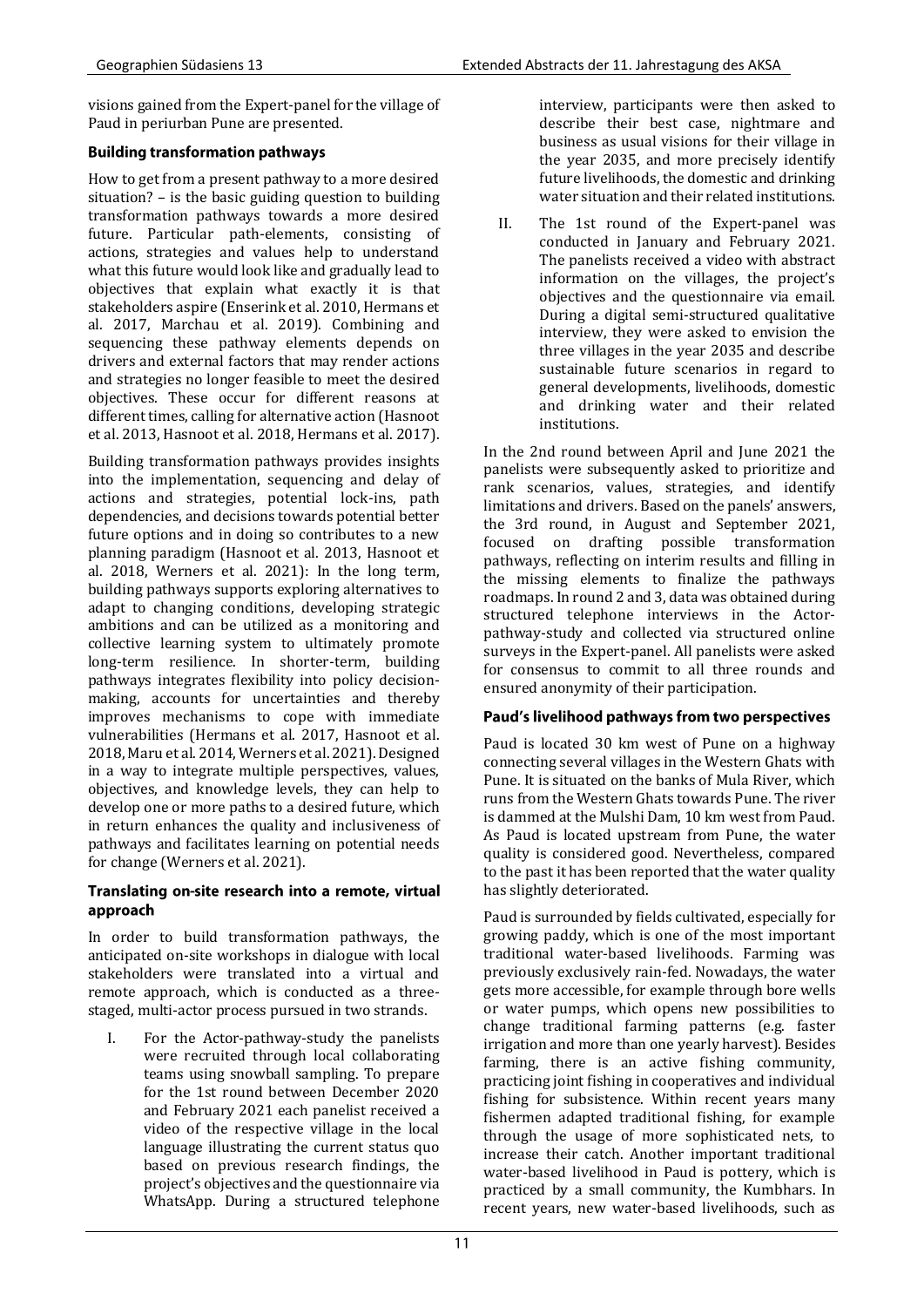visions gained from the Expert-panel for the village of Paud in periurban Pune are presented.

## Building transformation pathways

How to get from a present pathway to a more desired situation? – is the basic guiding question to building transformation pathways towards a more desired future. Particular path-elements, consisting of actions, strategies and values help to understand what this future would look like and gradually lead to objectives that explain what exactly it is that stakeholders aspire (Enserink et al. 2010, Hermans et al. 2017, Marchau et al. 2019). Combining and sequencing these pathway elements depends on drivers and external factors that may render actions and strategies no longer feasible to meet the desired objectives. These occur for different reasons at different times, calling for alternative action (Hasnoot et al. 2013, Hasnoot et al. 2018, Hermans et al. 2017).

Building transformation pathways provides insights into the implementation, sequencing and delay of actions and strategies, potential lock-ins, path dependencies, and decisions towards potential better future options and in doing so contributes to a new planning paradigm (Hasnoot et al. 2013, Hasnoot et al. 2018, Werners et al. 2021): In the long term, building pathways supports exploring alternatives to adapt to changing conditions, developing strategic ambitions and can be utilized as a monitoring and collective learning system to ultimately promote long-term resilience. In shorter-term, building pathways integrates flexibility into policy decision-making, accounts for uncertainties and thereby improves mechanisms to cope with immediate vulnerabilities (Hermans et al. 2017, Hasnoot et al. 2018, Maru et al. 2014, Werners et al. 2021). Designed in a way to integrate multiple perspectives, values, objectives, and knowledge levels, they can help to develop one or more paths to a desired future, which in return enhances the quality and inclusiveness of pathways and facilitates learning on potential needs for change (Werners et al. 2021).

## Translating on-site research into a remote, virtual approach

In order to build transformation pathways, the anticipated on-site workshops in dialogue with local stakeholders were translated into a virtual and remote approach, which is conducted as a three-staged, multi-actor process pursued in two strands.

I. For the Actor-pathway-study the panelists were recruited through local collaborating teams using snowball sampling. To prepare for the 1st round between December 2020 and February 2021 each panelist received a video of the respective village in the local language illustrating the current status quo based on previous research findings, the project's objectives and the questionnaire via WhatsApp. During a structured telephone interview, participants were then asked to describe their best case, nightmare and business as usual visions for their village in the year 2035, and more precisely identify future livelihoods, the domestic and drinking water situation and their related institutions.

II. The 1st round of the Expert-panel was conducted in January and February 2021. The panelists received a video with abstract information on the villages, the project's objectives and the questionnaire via email. During a digital semi-structured qualitative interview, they were asked to envision the three villages in the year 2035 and describe sustainable future scenarios in regard to general developments, livelihoods, domestic and drinking water and their related institutions.

In the 2nd round between April and June 2021 the panelists were subsequently asked to prioritize and rank scenarios, values, strategies, and identify limitations and drivers. Based on the panels' answers, the 3rd round, in August and September 2021, focused on drafting possible transformation pathways, reflecting on interim results and filling in the missing elements to finalize the pathways roadmaps. In round 2 and 3, data was obtained during structured telephone interviews in the Actor-pathway-study and collected via structured online surveys in the Expert-panel. All panelists were asked for consensus to commit to all three rounds and ensured anonymity of their participation.

## Paud's livelihood pathways from two perspectives

Paud is located 30 km west of Pune on a highway connecting several villages in the Western Ghats with Pune. It is situated on the banks of Mula River, which runs from the Western Ghats towards Pune. The river is dammed at the Mulshi Dam, 10 km west from Paud. As Paud is located upstream from Pune, the water quality is considered good. Nevertheless, compared to the past it has been reported that the water quality has slightly deteriorated.

Paud is surrounded by fields cultivated, especially for growing paddy, which is one of the most important traditional water-based livelihoods. Farming was previously exclusively rain-fed. Nowadays, the water gets more accessible, for example through bore wells or water pumps, which opens new possibilities to change traditional farming patterns (e.g. faster irrigation and more than one yearly harvest). Besides farming, there is an active fishing community, practicing joint fishing in cooperatives and individual fishing for subsistence. Within recent years many fishermen adapted traditional fishing, for example through the usage of more sophisticated nets, to increase their catch. Another important traditional water-based livelihood in Paud is pottery, which is practiced by a small community, the Kumbhars. In recent years, new water-based livelihoods, such as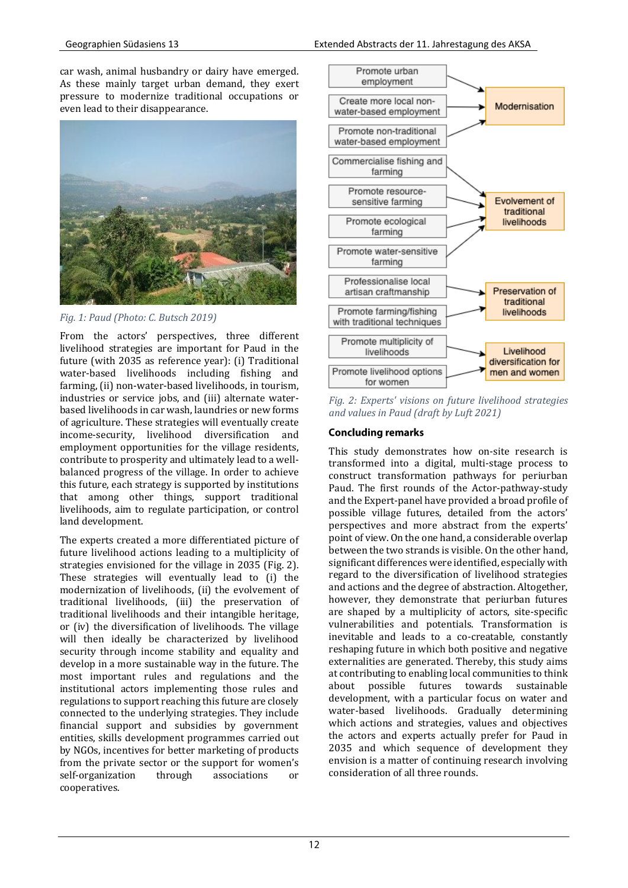car wash, animal husbandry or dairy have emerged. As these mainly target urban demand, they exert pressure to modernize traditional occupations or even lead to their disappearance.

*Fig. 1: Paud (Photo: C. Butsch 2019)*

From the actors' perspectives, three different livelihood strategies are important for Paud in the future (with 2035 as reference year): (i) Traditional water-based livelihoods including fishing and farming, (ii) non-water-based livelihoods, in tourism, industries or service jobs, and (iii) alternate water-based livelihoods in car wash, laundries or new forms of agriculture. These strategies will eventually create income-security, livelihood diversification and employment opportunities for the village residents, contribute to prosperity and ultimately lead to a well-balanced progress of the village. In order to achieve this future, each strategy is supported by institutions that among other things, support traditional livelihoods, aim to regulate participation, or control land development.

The experts created a more differentiated picture of future livelihood actions leading to a multiplicity of strategies envisioned for the village in 2035 (Fig. 2). These strategies will eventually lead to (i) the modernization of livelihoods, (ii) the evolvement of traditional livelihoods, (iii) the preservation of traditional livelihoods and their intangible heritage, or (iv) the diversification of livelihoods. The village will then ideally be characterized by livelihood security through income stability and equality and develop in a more sustainable way in the future. The most important rules and regulations and the institutional actors implementing those rules and regulations to support reaching this future are closely connected to the underlying strategies. They include financial support and subsidies by government entities, skills development programmes carried out by NGOs, incentives for better marketing of products from the private sector or the support for women's self-organization through associations or cooperatives.

*Fig. 2: Experts' visions on future livelihood strategies and values in Paud (draft by Luft 2021)*

## Concluding remarks

This study demonstrates how on-site research is transformed into a digital, multi-stage process to construct transformation pathways for periurban Paud. The first rounds of the Actor-pathway-study and the Expert-panel have provided a broad profile of possible village futures, detailed from the actors' perspectives and more abstract from the experts' point of view. On the one hand, a considerable overlap between the two strands is visible. On the other hand, significant differences were identified, especially with regard to the diversification of livelihood strategies and actions and the degree of abstraction. Altogether, however, they demonstrate that periurban futures are shaped by a multiplicity of actors, site-specific vulnerabilities and potentials. Transformation is inevitable and leads to a co-creatable, constantly reshaping future in which both positive and negative externalities are generated. Thereby, this study aims at contributing to enabling local communities to think about possible futures towards sustainable development, with a particular focus on water and water-based livelihoods. Gradually determining which actions and strategies, values and objectives the actors and experts actually prefer for Paud in 2035 and which sequence of development they envision is a matter of continuing research involving consideration of all three rounds.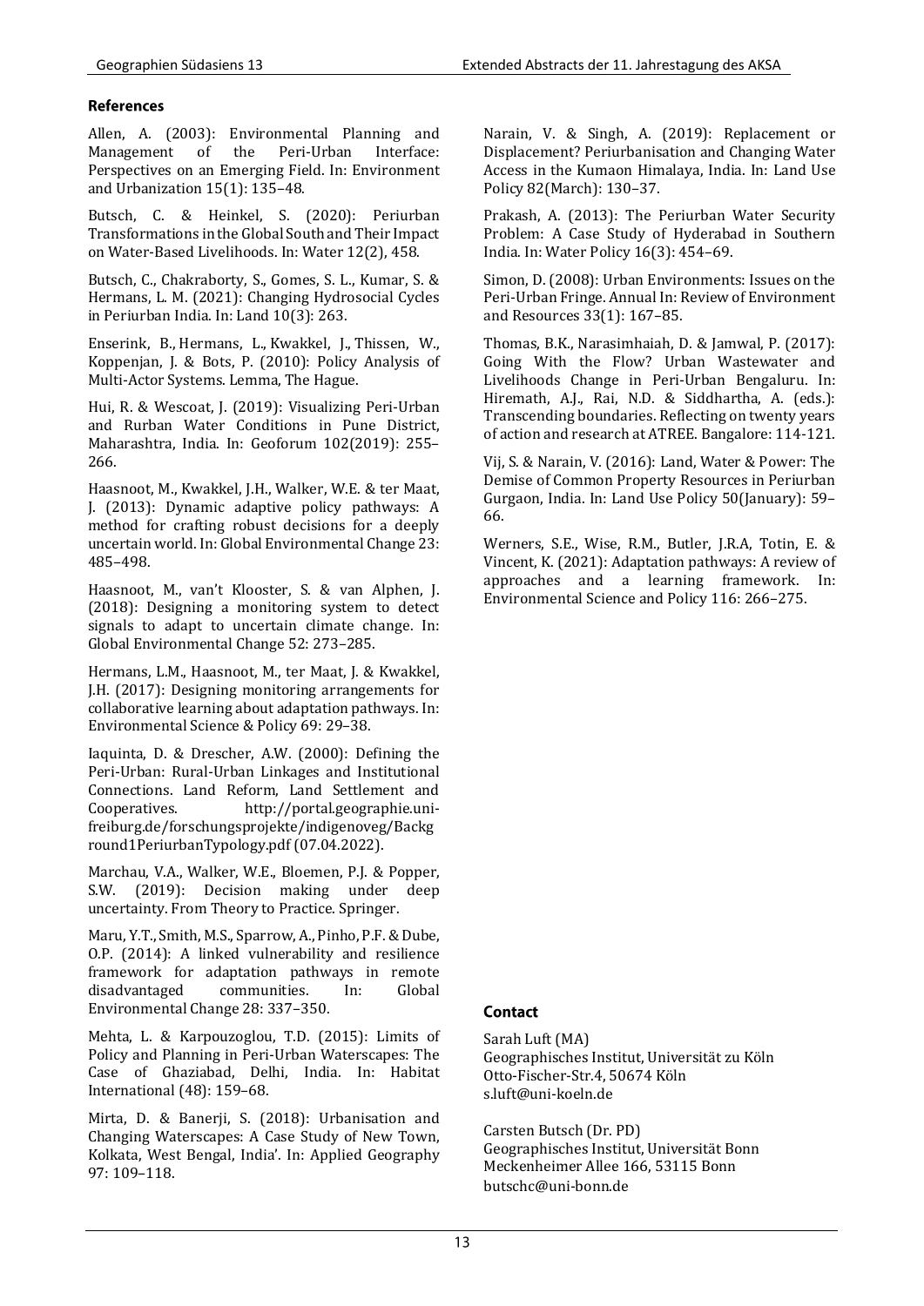## References

Allen, A. (2003): Environmental Planning and Management of the Peri-Urban Interface: Perspectives on an Emerging Field. In: Environment and Urbanization 15(1): 135–48.

Butsch, C. & Heinkel, S. (2020): Periurban Transformations in the Global South and Their Impact on Water-Based Livelihoods. In: Water 12(2), 458.

Butsch, C., Chakraborty, S., Gomes, S. L., Kumar, S. & Hermans, L. M. (2021): Changing Hydrosocial Cycles in Periurban India. In: Land 10(3): 263.

Enserink, B., Hermans, L., Kwakkel, J., Thissen, W., Koppenjan, J. & Bots, P. (2010): Policy Analysis of Multi-Actor Systems. Lemma, The Hague.

Hui, R. & Wescoat, J. (2019): Visualizing Peri-Urban and Rurban Water Conditions in Pune District, Maharashtra, India. In: Geoforum 102(2019): 255–266.

Haasnoot, M., Kwakkel, J.H., Walker, W.E. & ter Maat, J. (2013): Dynamic adaptive policy pathways: A method for crafting robust decisions for a deeply uncertain world. In: Global Environmental Change 23: 485–498.

Haasnoot, M., van't Klooster, S. & van Alphen, J. (2018): Designing a monitoring system to detect signals to adapt to uncertain climate change. In: Global Environmental Change 52: 273–285.

Hermans, L.M., Haasnoot, M., ter Maat, J. & Kwakkel, J.H. (2017): Designing monitoring arrangements for collaborative learning about adaptation pathways. In: Environmental Science & Policy 69: 29–38.

Iaquinta, D. & Drescher, A.W. (2000): Defining the Peri-Urban: Rural-Urban Linkages and Institutional Connections. Land Reform, Land Settlement and Cooperatives. http://portal.geographie.uni-freiburg.de/forschungsprojekte/indigenoveg/Background1PeriurbanTypology.pdf (07.04.2022).

Marchau, V.A., Walker, W.E., Bloemen, P.J. & Popper, S.W. (2019): Decision making under deep uncertainty. From Theory to Practice. Springer.

Maru, Y.T., Smith, M.S., Sparrow, A., Pinho, P.F. & Dube, O.P. (2014): A linked vulnerability and resilience framework for adaptation pathways in remote disadvantaged communities. In: Global Environmental Change 28: 337–350.

Mehta, L. & Karpouzoglou, T.D. (2015): Limits of Policy and Planning in Peri-Urban Waterscapes: The Case of Ghaziabad, Delhi, India. In: Habitat International (48): 159–68.

Mirta, D. & Banerji, S. (2018): Urbanisation and Changing Waterscapes: A Case Study of New Town, Kolkata, West Bengal, India'. In: Applied Geography 97: 109–118.

Narain, V. & Singh, A. (2019): Replacement or Displacement? Periurbanisation and Changing Water Access in the Kumaon Himalaya, India. In: Land Use Policy 82(March): 130–37.

Prakash, A. (2013): The Periurban Water Security Problem: A Case Study of Hyderabad in Southern India. In: Water Policy 16(3): 454–69.

Simon, D. (2008): Urban Environments: Issues on the Peri-Urban Fringe. Annual In: Review of Environment and Resources 33(1): 167–85.

Thomas, B.K., Narasimhaiah, D. & Jamwal, P. (2017): Going With the Flow? Urban Wastewater and Livelihoods Change in Peri-Urban Bengaluru. In: Hiremath, A.J., Rai, N.D. & Siddhartha, A. (eds.): Transcending boundaries. Reflecting on twenty years of action and research at ATREE. Bangalore: 114-121.

Vij, S. & Narain, V. (2016): Land, Water & Power: The Demise of Common Property Resources in Periurban Gurgaon, India. In: Land Use Policy 50(January): 59–66.

Werners, S.E., Wise, R.M., Butler, J.R.A, Totin, E. & Vincent, K. (2021): Adaptation pathways: A review of approaches and a learning framework. In: Environmental Science and Policy 116: 266–275.

## Contact

Sarah Luft (MA)
Geographisches Institut, Universität zu Köln
Otto-Fischer-Str.4, 50674 Köln
s.luft@uni-koeln.de

Carsten Butsch (Dr. PD)
Geographisches Institut, Universität Bonn
Meckenheimer Allee 166, 53115 Bonn
butschc@uni-bonn.de